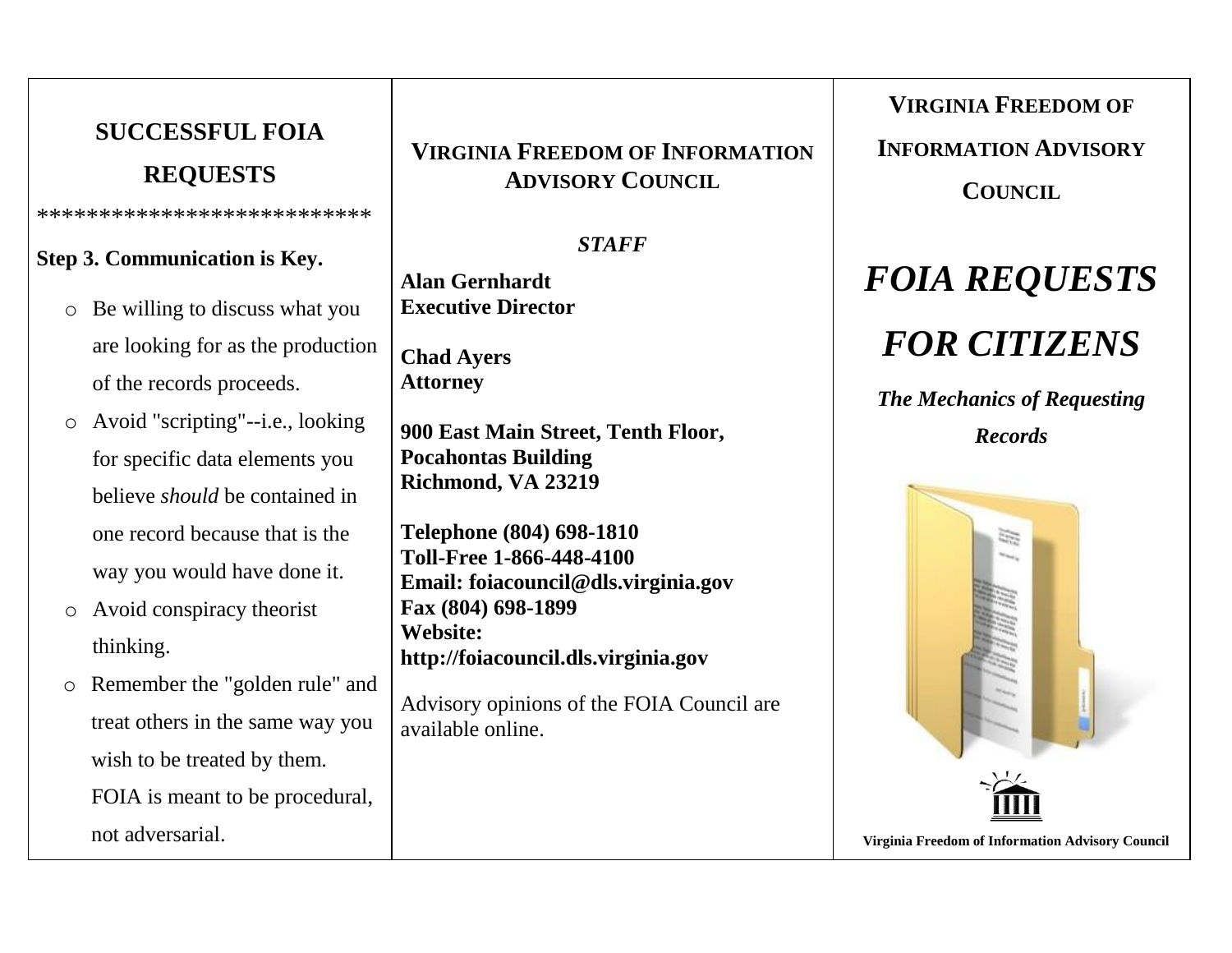## SUCCESSFUL FOIA REQUESTS

***************************

**Step 3. Communication is Key.**

- Be willing to discuss what you are looking for as the production of the records proceeds.
- Avoid "scripting"--i.e., looking for specific data elements you believe *should* be contained in one record because that is the way you would have done it.
- Avoid conspiracy theorist thinking.
- Remember the "golden rule" and treat others in the same way you wish to be treated by them. FOIA is meant to be procedural, not adversarial.

## VIRGINIA FREEDOM OF INFORMATION ADVISORY COUNCIL

***STAFF***

**Alan Gernhardt**
**Executive Director**

**Chad Ayers**
**Attorney**

**900 East Main Street, Tenth Floor,**
**Pocahontas Building**
**Richmond, VA 23219**

**Telephone (804) 698-1810**
**Toll-Free 1-866-448-4100**
**Email: foiacouncil@dls.virginia.gov**
**Fax (804) 698-1899**
**Website:**
**http://foiacouncil.dls.virginia.gov**

Advisory opinions of the FOIA Council are available online.

## VIRGINIA FREEDOM OF INFORMATION ADVISORY COUNCIL

# *FOIA REQUESTS FOR CITIZENS*

***The Mechanics of Requesting Records***

**Virginia Freedom of Information Advisory Council**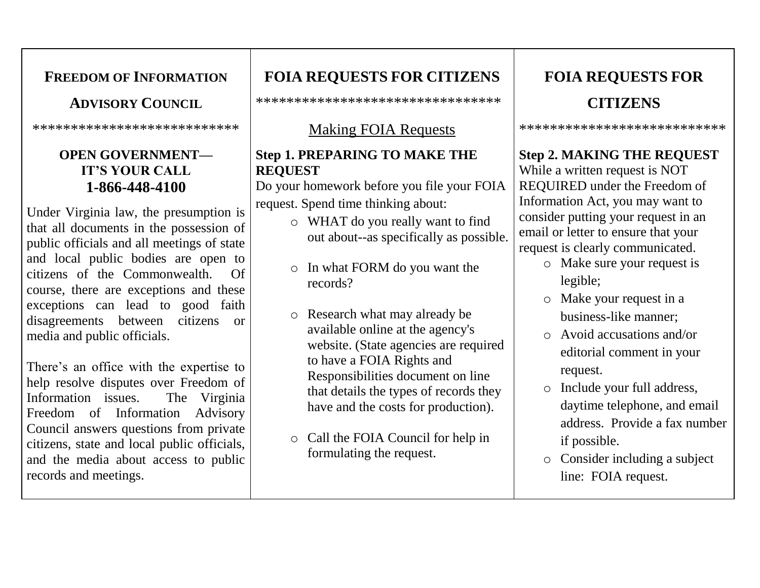## Freedom of Information Advisory Council

**************************

**OPEN GOVERNMENT—**
**IT'S YOUR CALL**
**1-866-448-4100**

Under Virginia law, the presumption is that all documents in the possession of public officials and all meetings of state and local public bodies are open to citizens of the Commonwealth. Of course, there are exceptions and these exceptions can lead to good faith disagreements between citizens or media and public officials.

There's an office with the expertise to help resolve disputes over Freedom of Information issues. The Virginia Freedom of Information Advisory Council answers questions from private citizens, state and local public officials, and the media about access to public records and meetings.

## FOIA REQUESTS FOR CITIZENS

******************************

### Making FOIA Requests

**Step 1. PREPARING TO MAKE THE REQUEST**

Do your homework before you file your FOIA request. Spend time thinking about:

- WHAT do you really want to find out about--as specifically as possible.
- In what FORM do you want the records?
- Research what may already be available online at the agency's website. (State agencies are required to have a FOIA Rights and Responsibilities document on line that details the types of records they have and the costs for production).
- Call the FOIA Council for help in formulating the request.

## FOIA REQUESTS FOR CITIZENS

**************************

**Step 2. MAKING THE REQUEST**

While a written request is NOT REQUIRED under the Freedom of Information Act, you may want to consider putting your request in an email or letter to ensure that your request is clearly communicated.

- Make sure your request is legible;
- Make your request in a business-like manner;
- Avoid accusations and/or editorial comment in your request.
- Include your full address, daytime telephone, and email address. Provide a fax number if possible.
- Consider including a subject line: FOIA request.